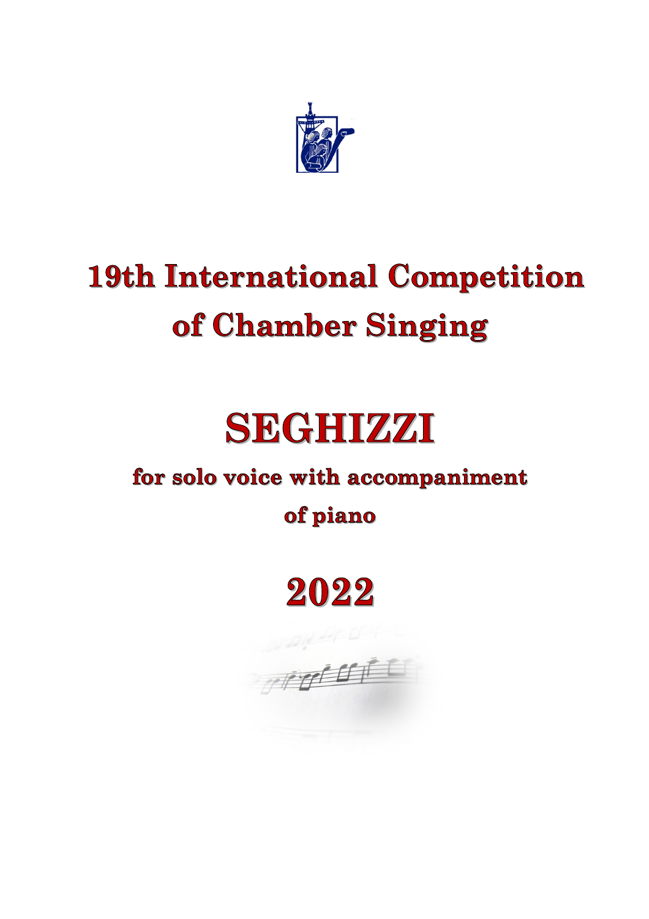# 19th International Competition of Chamber Singing

# SEGHIZZI

## for solo voice with accompaniment of piano

# 2022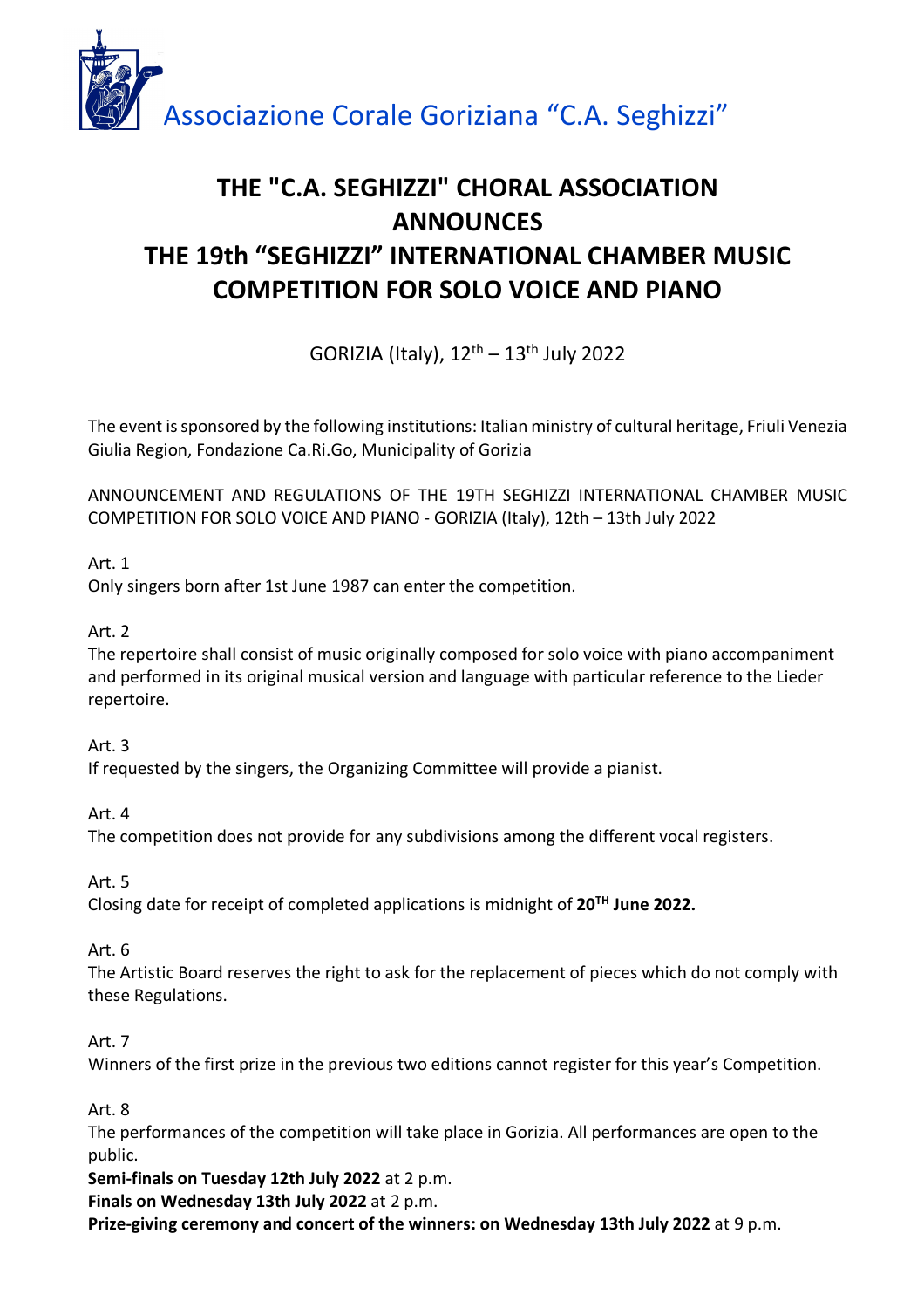Associazione Corale Goriziana "C.A. Seghizzi"

# THE "C.A. SEGHIZZI" CHORAL ASSOCIATION ANNOUNCES THE 19th "SEGHIZZI" INTERNATIONAL CHAMBER MUSIC COMPETITION FOR SOLO VOICE AND PIANO

GORIZIA (Italy), 12th – 13th July 2022

The event is sponsored by the following institutions: Italian ministry of cultural heritage, Friuli Venezia Giulia Region, Fondazione Ca.Ri.Go, Municipality of Gorizia

ANNOUNCEMENT AND REGULATIONS OF THE 19TH SEGHIZZI INTERNATIONAL CHAMBER MUSIC COMPETITION FOR SOLO VOICE AND PIANO - GORIZIA (Italy), 12th – 13th July 2022

Art. 1
Only singers born after 1st June 1987 can enter the competition.

Art. 2
The repertoire shall consist of music originally composed for solo voice with piano accompaniment and performed in its original musical version and language with particular reference to the Lieder repertoire.

Art. 3
If requested by the singers, the Organizing Committee will provide a pianist.

Art. 4
The competition does not provide for any subdivisions among the different vocal registers.

Art. 5
Closing date for receipt of completed applications is midnight of **20TH June 2022.**

Art. 6
The Artistic Board reserves the right to ask for the replacement of pieces which do not comply with these Regulations.

Art. 7
Winners of the first prize in the previous two editions cannot register for this year's Competition.

Art. 8
The performances of the competition will take place in Gorizia. All performances are open to the public.
**Semi-finals on Tuesday 12th July 2022** at 2 p.m.
**Finals on Wednesday 13th July 2022** at 2 p.m.
**Prize-giving ceremony and concert of the winners: on Wednesday 13th July 2022** at 9 p.m.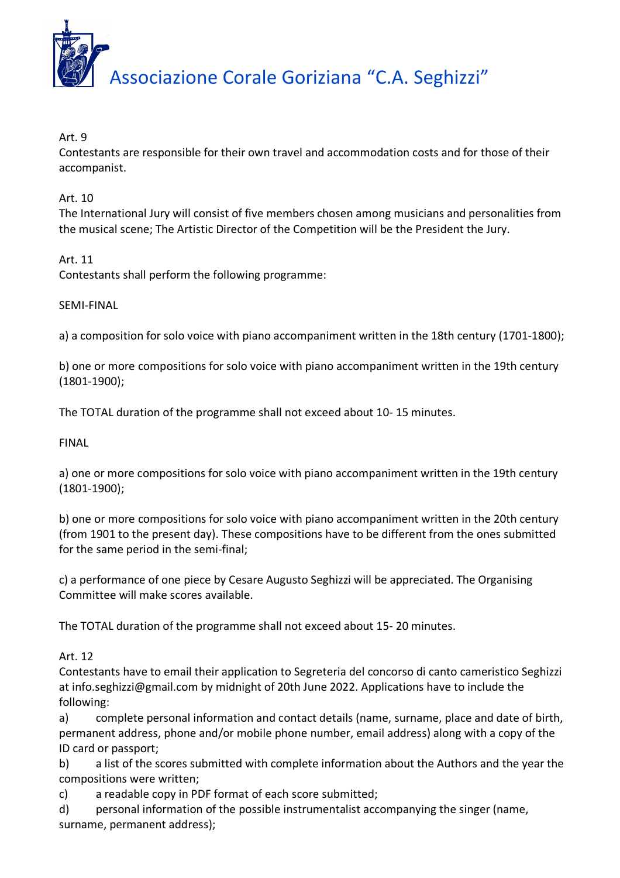Art. 9
Contestants are responsible for their own travel and accommodation costs and for those of their accompanist.

Art. 10
The International Jury will consist of five members chosen among musicians and personalities from the musical scene; The Artistic Director of the Competition will be the President the Jury.

Art. 11
Contestants shall perform the following programme:

SEMI-FINAL

a) a composition for solo voice with piano accompaniment written in the 18th century (1701-1800);

b) one or more compositions for solo voice with piano accompaniment written in the 19th century (1801-1900);

The TOTAL duration of the programme shall not exceed about 10- 15 minutes.

FINAL

a) one or more compositions for solo voice with piano accompaniment written in the 19th century (1801-1900);

b) one or more compositions for solo voice with piano accompaniment written in the 20th century (from 1901 to the present day). These compositions have to be different from the ones submitted for the same period in the semi-final;

c) a performance of one piece by Cesare Augusto Seghizzi will be appreciated. The Organising Committee will make scores available.

The TOTAL duration of the programme shall not exceed about 15- 20 minutes.

Art. 12
Contestants have to email their application to Segreteria del concorso di canto cameristico Seghizzi at info.seghizzi@gmail.com by midnight of 20th June 2022. Applications have to include the following:

a) complete personal information and contact details (name, surname, place and date of birth, permanent address, phone and/or mobile phone number, email address) along with a copy of the ID card or passport;

b) a list of the scores submitted with complete information about the Authors and the year the compositions were written;

c) a readable copy in PDF format of each score submitted;

d) personal information of the possible instrumentalist accompanying the singer (name, surname, permanent address);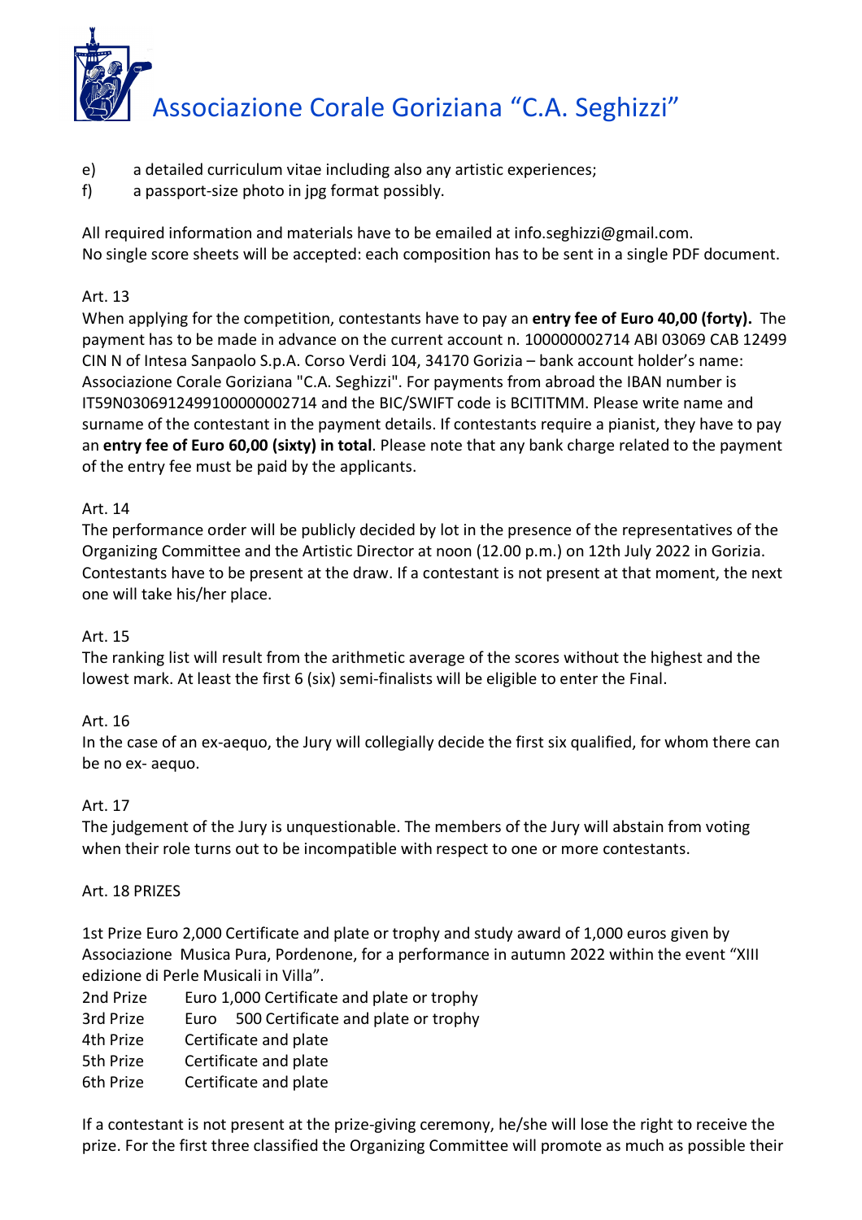e) a detailed curriculum vitae including also any artistic experiences;
f) a passport-size photo in jpg format possibly.

All required information and materials have to be emailed at info.seghizzi@gmail.com.
No single score sheets will be accepted: each composition has to be sent in a single PDF document.

Art. 13
When applying for the competition, contestants have to pay an **entry fee of Euro 40,00 (forty).** The payment has to be made in advance on the current account n. 100000002714 ABI 03069 CAB 12499 CIN N of Intesa Sanpaolo S.p.A. Corso Verdi 104, 34170 Gorizia – bank account holder's name: Associazione Corale Goriziana "C.A. Seghizzi". For payments from abroad the IBAN number is IT59N0306912499100000002714 and the BIC/SWIFT code is BCITITMM. Please write name and surname of the contestant in the payment details. If contestants require a pianist, they have to pay an **entry fee of Euro 60,00 (sixty) in total**. Please note that any bank charge related to the payment of the entry fee must be paid by the applicants.

Art. 14
The performance order will be publicly decided by lot in the presence of the representatives of the Organizing Committee and the Artistic Director at noon (12.00 p.m.) on 12th July 2022 in Gorizia. Contestants have to be present at the draw. If a contestant is not present at that moment, the next one will take his/her place.

Art. 15
The ranking list will result from the arithmetic average of the scores without the highest and the lowest mark. At least the first 6 (six) semi-finalists will be eligible to enter the Final.

Art. 16
In the case of an ex-aequo, the Jury will collegially decide the first six qualified, for whom there can be no ex- aequo.

Art. 17
The judgement of the Jury is unquestionable. The members of the Jury will abstain from voting when their role turns out to be incompatible with respect to one or more contestants.

Art. 18 PRIZES

1st Prize Euro 2,000 Certificate and plate or trophy and study award of 1,000 euros given by Associazione Musica Pura, Pordenone, for a performance in autumn 2022 within the event "XIII edizione di Perle Musicali in Villa".

2nd Prize Euro 1,000 Certificate and plate or trophy
3rd Prize Euro 500 Certificate and plate or trophy
4th Prize Certificate and plate
5th Prize Certificate and plate
6th Prize Certificate and plate

If a contestant is not present at the prize-giving ceremony, he/she will lose the right to receive the prize. For the first three classified the Organizing Committee will promote as much as possible their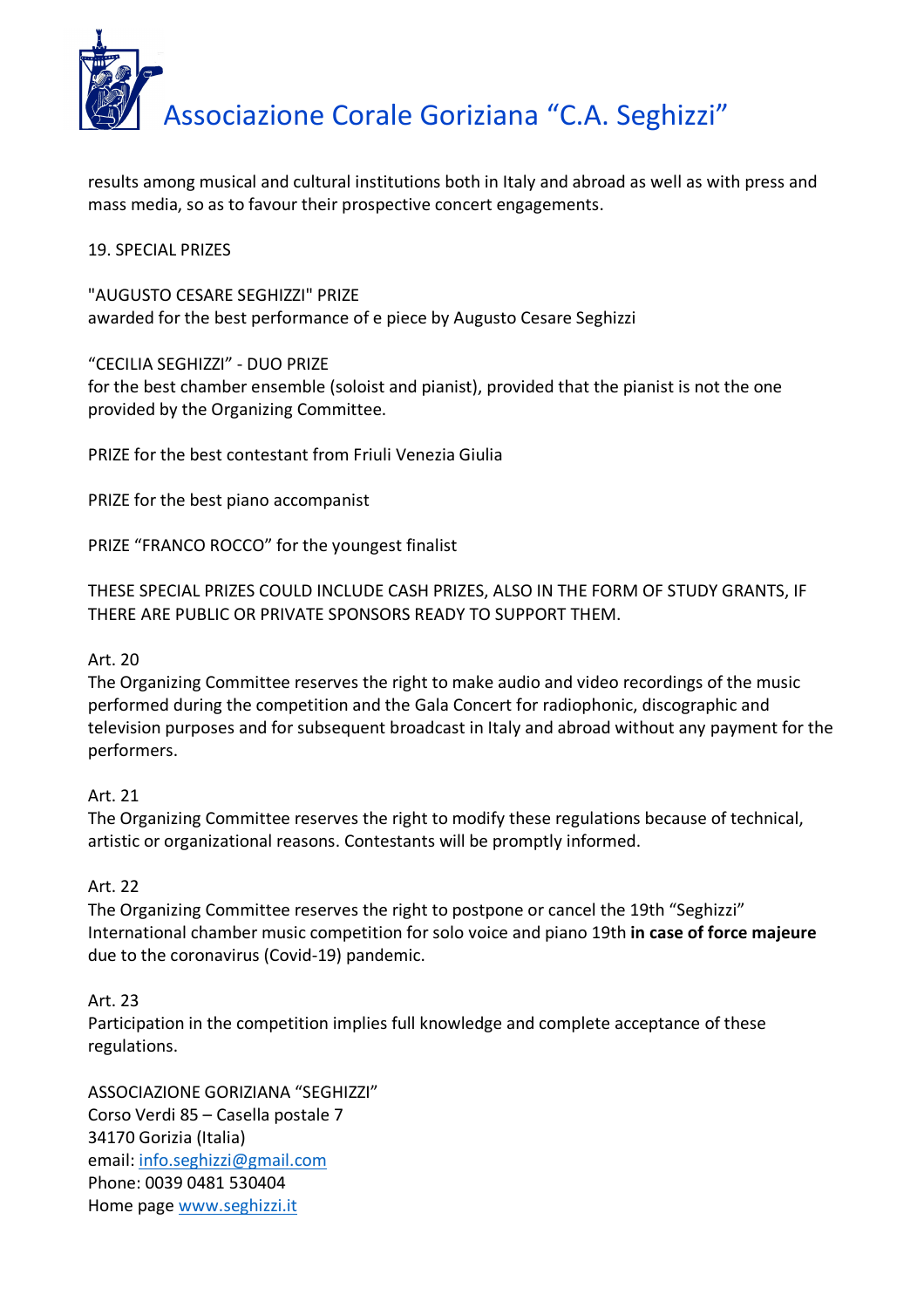results among musical and cultural institutions both in Italy and abroad as well as with press and mass media, so as to favour their prospective concert engagements.

19. SPECIAL PRIZES

"AUGUSTO CESARE SEGHIZZI" PRIZE
awarded for the best performance of e piece by Augusto Cesare Seghizzi

"CECILIA SEGHIZZI" - DUO PRIZE
for the best chamber ensemble (soloist and pianist), provided that the pianist is not the one provided by the Organizing Committee.

PRIZE for the best contestant from Friuli Venezia Giulia

PRIZE for the best piano accompanist

PRIZE "FRANCO ROCCO" for the youngest finalist

THESE SPECIAL PRIZES COULD INCLUDE CASH PRIZES, ALSO IN THE FORM OF STUDY GRANTS, IF THERE ARE PUBLIC OR PRIVATE SPONSORS READY TO SUPPORT THEM.

Art. 20
The Organizing Committee reserves the right to make audio and video recordings of the music performed during the competition and the Gala Concert for radiophonic, discographic and television purposes and for subsequent broadcast in Italy and abroad without any payment for the performers.

Art. 21
The Organizing Committee reserves the right to modify these regulations because of technical, artistic or organizational reasons. Contestants will be promptly informed.

Art. 22
The Organizing Committee reserves the right to postpone or cancel the 19th "Seghizzi" International chamber music competition for solo voice and piano 19th **in case of force majeure** due to the coronavirus (Covid-19) pandemic.

Art. 23
Participation in the competition implies full knowledge and complete acceptance of these regulations.

ASSOCIAZIONE GORIZIANA "SEGHIZZI"
Corso Verdi 85 – Casella postale 7
34170 Gorizia (Italia)
email: info.seghizzi@gmail.com
Phone: 0039 0481 530404
Home page www.seghizzi.it